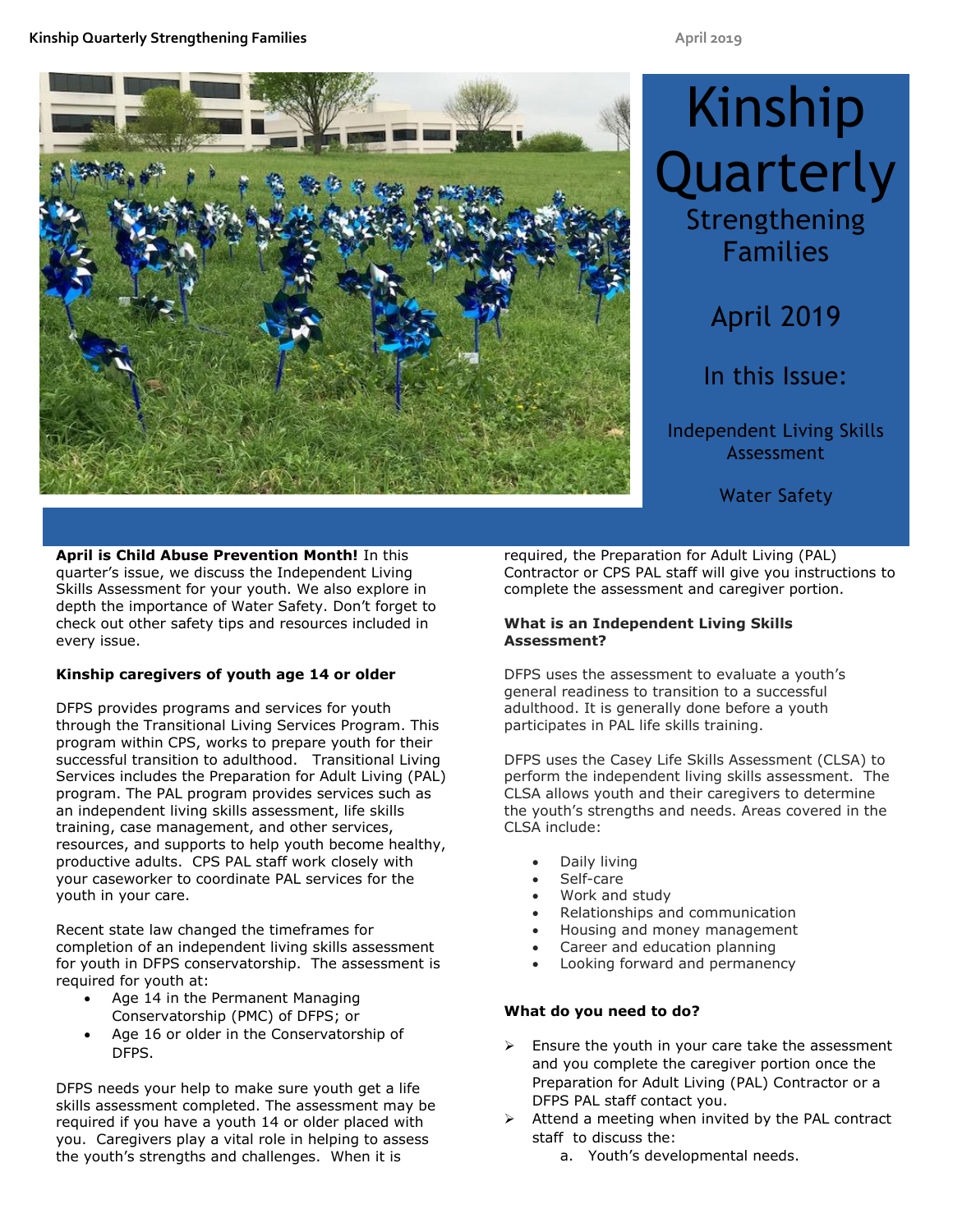# Kinship Quarterly

## Strengthening Families

April 2019

In this Issue:

Independent Living Skills Assessment

Water Safety

**April is Child Abuse Prevention Month!** In this quarter's issue, we discuss the Independent Living Skills Assessment for your youth. We also explore in depth the importance of Water Safety. Don't forget to check out other safety tips and resources included in every issue.

**Kinship caregivers of youth age 14 or older**

DFPS provides programs and services for youth through the Transitional Living Services Program. This program within CPS, works to prepare youth for their successful transition to adulthood. Transitional Living Services includes the Preparation for Adult Living (PAL) program. The PAL program provides services such as an independent living skills assessment, life skills training, case management, and other services, resources, and supports to help youth become healthy, productive adults. CPS PAL staff work closely with your caseworker to coordinate PAL services for the youth in your care.

Recent state law changed the timeframes for completion of an independent living skills assessment for youth in DFPS conservatorship. The assessment is required for youth at:

- Age 14 in the Permanent Managing Conservatorship (PMC) of DFPS; or
- Age 16 or older in the Conservatorship of DFPS.

DFPS needs your help to make sure youth get a life skills assessment completed. The assessment may be required if you have a youth 14 or older placed with you. Caregivers play a vital role in helping to assess the youth's strengths and challenges. When it is required, the Preparation for Adult Living (PAL) Contractor or CPS PAL staff will give you instructions to complete the assessment and caregiver portion.

**What is an Independent Living Skills Assessment?**

DFPS uses the assessment to evaluate a youth's general readiness to transition to a successful adulthood. It is generally done before a youth participates in PAL life skills training.

DFPS uses the Casey Life Skills Assessment (CLSA) to perform the independent living skills assessment. The CLSA allows youth and their caregivers to determine the youth's strengths and needs. Areas covered in the CLSA include:

- Daily living
- Self-care
- Work and study
- Relationships and communication
- Housing and money management
- Career and education planning
- Looking forward and permanency

**What do you need to do?**

- Ensure the youth in your care take the assessment and you complete the caregiver portion once the Preparation for Adult Living (PAL) Contractor or a DFPS PAL staff contact you.
- Attend a meeting when invited by the PAL contract staff to discuss the:
  a. Youth's developmental needs.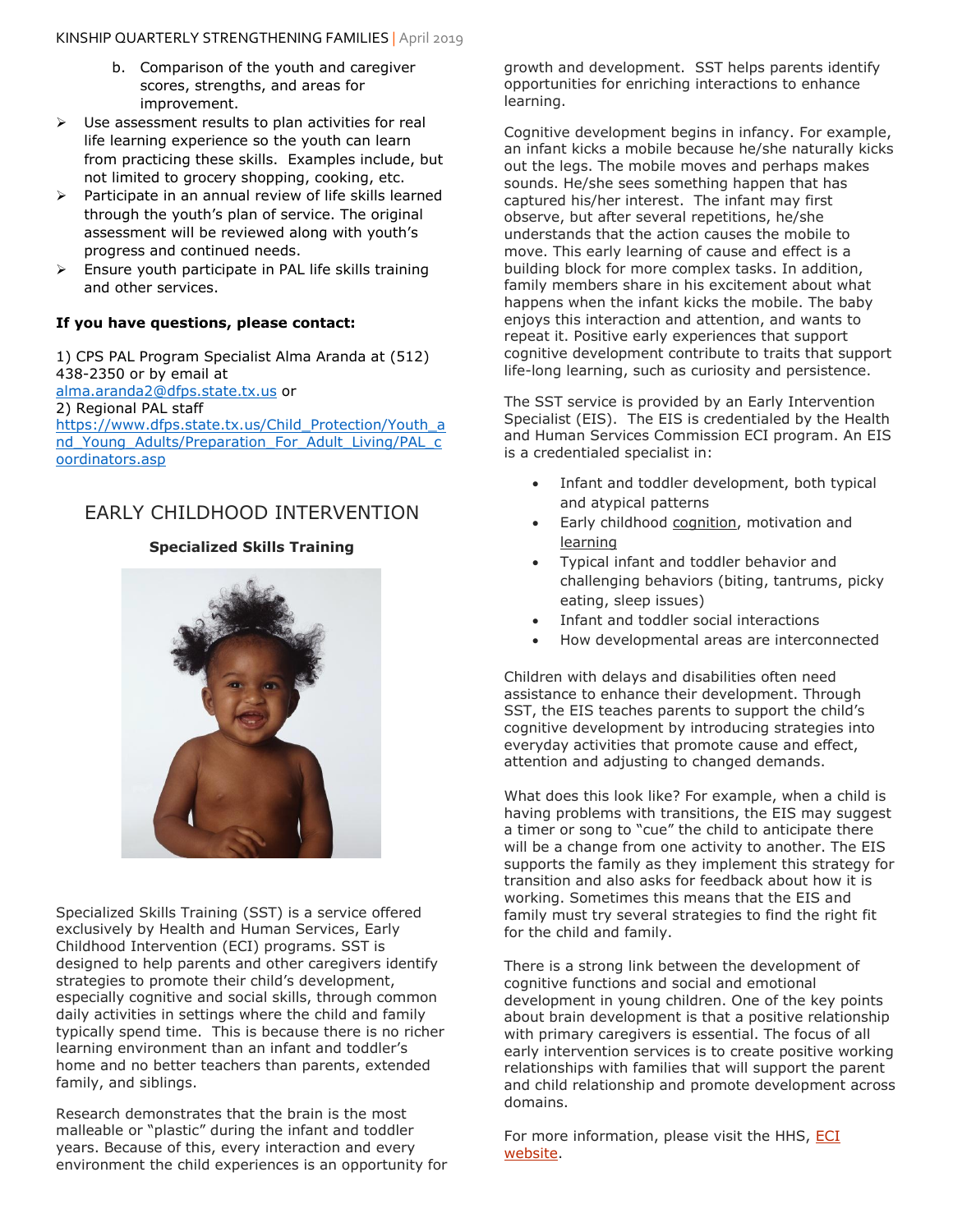b. Comparison of the youth and caregiver scores, strengths, and areas for improvement.

- Use assessment results to plan activities for real life learning experience so the youth can learn from practicing these skills. Examples include, but not limited to grocery shopping, cooking, etc.
- Participate in an annual review of life skills learned through the youth's plan of service. The original assessment will be reviewed along with youth's progress and continued needs.
- Ensure youth participate in PAL life skills training and other services.

**If you have questions, please contact:**

1) CPS PAL Program Specialist Alma Aranda at (512) 438-2350 or by email at alma.aranda2@dfps.state.tx.us or
2) Regional PAL staff https://www.dfps.state.tx.us/Child_Protection/Youth_and_Young_Adults/Preparation_For_Adult_Living/PAL_coordinators.asp

## EARLY CHILDHOOD INTERVENTION

**Specialized Skills Training**

Specialized Skills Training (SST) is a service offered exclusively by Health and Human Services, Early Childhood Intervention (ECI) programs. SST is designed to help parents and other caregivers identify strategies to promote their child's development, especially cognitive and social skills, through common daily activities in settings where the child and family typically spend time. This is because there is no richer learning environment than an infant and toddler's home and no better teachers than parents, extended family, and siblings.

Research demonstrates that the brain is the most malleable or "plastic" during the infant and toddler years. Because of this, every interaction and every environment the child experiences is an opportunity for growth and development. SST helps parents identify opportunities for enriching interactions to enhance learning.

Cognitive development begins in infancy. For example, an infant kicks a mobile because he/she naturally kicks out the legs. The mobile moves and perhaps makes sounds. He/she sees something happen that has captured his/her interest. The infant may first observe, but after several repetitions, he/she understands that the action causes the mobile to move. This early learning of cause and effect is a building block for more complex tasks. In addition, family members share in his excitement about what happens when the infant kicks the mobile. The baby enjoys this interaction and attention, and wants to repeat it. Positive early experiences that support cognitive development contribute to traits that support life-long learning, such as curiosity and persistence.

The SST service is provided by an Early Intervention Specialist (EIS). The EIS is credentialed by the Health and Human Services Commission ECI program. An EIS is a credentialed specialist in:

- Infant and toddler development, both typical and atypical patterns
- Early childhood cognition, motivation and learning
- Typical infant and toddler behavior and challenging behaviors (biting, tantrums, picky eating, sleep issues)
- Infant and toddler social interactions
- How developmental areas are interconnected

Children with delays and disabilities often need assistance to enhance their development. Through SST, the EIS teaches parents to support the child's cognitive development by introducing strategies into everyday activities that promote cause and effect, attention and adjusting to changed demands.

What does this look like? For example, when a child is having problems with transitions, the EIS may suggest a timer or song to "cue" the child to anticipate there will be a change from one activity to another. The EIS supports the family as they implement this strategy for transition and also asks for feedback about how it is working. Sometimes this means that the EIS and family must try several strategies to find the right fit for the child and family.

There is a strong link between the development of cognitive functions and social and emotional development in young children. One of the key points about brain development is that a positive relationship with primary caregivers is essential. The focus of all early intervention services is to create positive working relationships with families that will support the parent and child relationship and promote development across domains.

For more information, please visit the HHS, ECI website.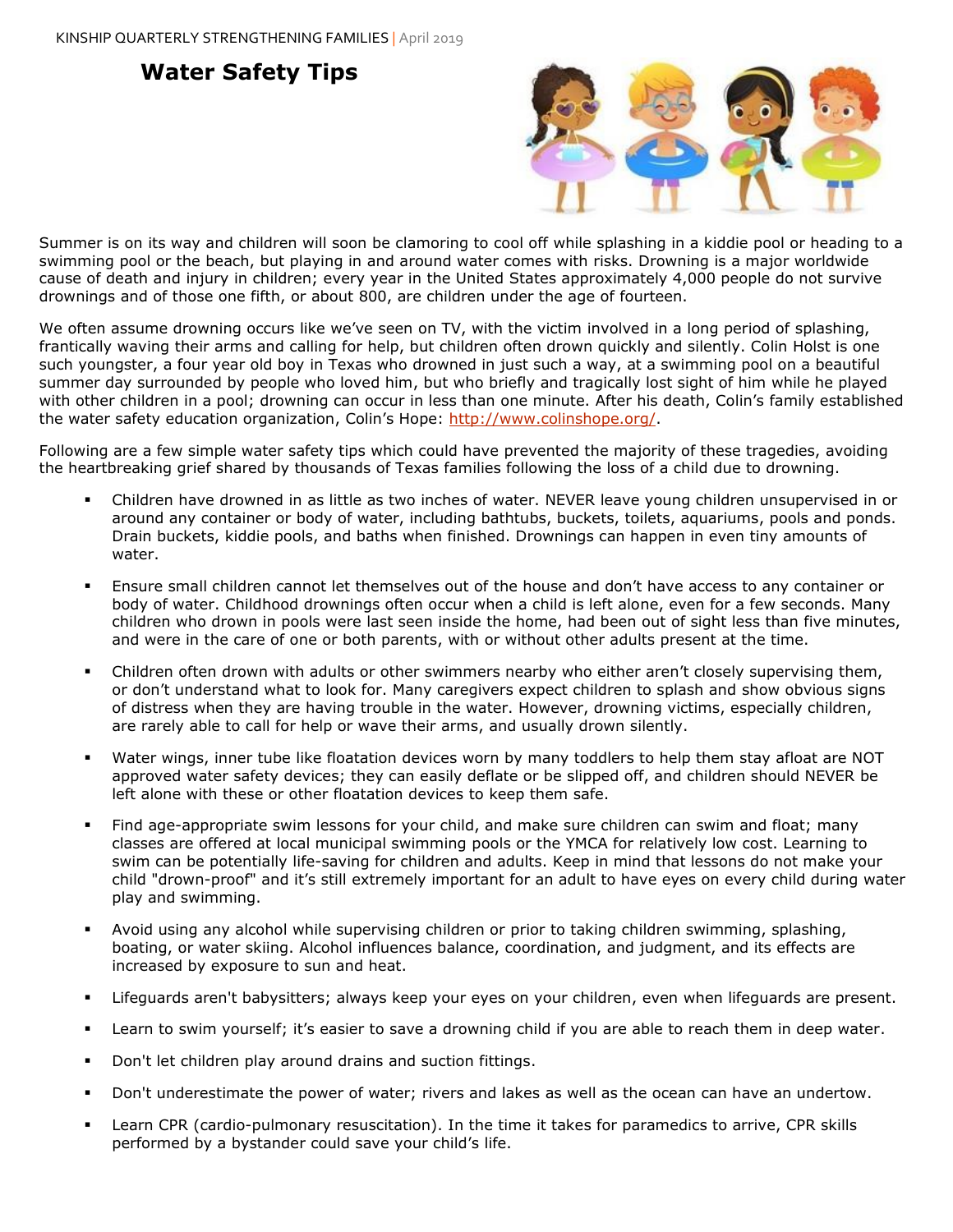# Water Safety Tips

Summer is on its way and children will soon be clamoring to cool off while splashing in a kiddie pool or heading to a swimming pool or the beach, but playing in and around water comes with risks. Drowning is a major worldwide cause of death and injury in children; every year in the United States approximately 4,000 people do not survive drownings and of those one fifth, or about 800, are children under the age of fourteen.

We often assume drowning occurs like we've seen on TV, with the victim involved in a long period of splashing, frantically waving their arms and calling for help, but children often drown quickly and silently. Colin Holst is one such youngster, a four year old boy in Texas who drowned in just such a way, at a swimming pool on a beautiful summer day surrounded by people who loved him, but who briefly and tragically lost sight of him while he played with other children in a pool; drowning can occur in less than one minute. After his death, Colin's family established the water safety education organization, Colin's Hope: [http://www.colinshope.org/](http://www.colinshope.org/).

Following are a few simple water safety tips which could have prevented the majority of these tragedies, avoiding the heartbreaking grief shared by thousands of Texas families following the loss of a child due to drowning.

- Children have drowned in as little as two inches of water. NEVER leave young children unsupervised in or around any container or body of water, including bathtubs, buckets, toilets, aquariums, pools and ponds. Drain buckets, kiddie pools, and baths when finished. Drownings can happen in even tiny amounts of water.
- Ensure small children cannot let themselves out of the house and don't have access to any container or body of water. Childhood drownings often occur when a child is left alone, even for a few seconds. Many children who drown in pools were last seen inside the home, had been out of sight less than five minutes, and were in the care of one or both parents, with or without other adults present at the time.
- Children often drown with adults or other swimmers nearby who either aren't closely supervising them, or don't understand what to look for. Many caregivers expect children to splash and show obvious signs of distress when they are having trouble in the water. However, drowning victims, especially children, are rarely able to call for help or wave their arms, and usually drown silently.
- Water wings, inner tube like floatation devices worn by many toddlers to help them stay afloat are NOT approved water safety devices; they can easily deflate or be slipped off, and children should NEVER be left alone with these or other floatation devices to keep them safe.
- Find age-appropriate swim lessons for your child, and make sure children can swim and float; many classes are offered at local municipal swimming pools or the YMCA for relatively low cost. Learning to swim can be potentially life-saving for children and adults. Keep in mind that lessons do not make your child "drown-proof" and it's still extremely important for an adult to have eyes on every child during water play and swimming.
- Avoid using any alcohol while supervising children or prior to taking children swimming, splashing, boating, or water skiing. Alcohol influences balance, coordination, and judgment, and its effects are increased by exposure to sun and heat.
- Lifeguards aren't babysitters; always keep your eyes on your children, even when lifeguards are present.
- Learn to swim yourself; it's easier to save a drowning child if you are able to reach them in deep water.
- Don't let children play around drains and suction fittings.
- Don't underestimate the power of water; rivers and lakes as well as the ocean can have an undertow.
- Learn CPR (cardio-pulmonary resuscitation). In the time it takes for paramedics to arrive, CPR skills performed by a bystander could save your child's life.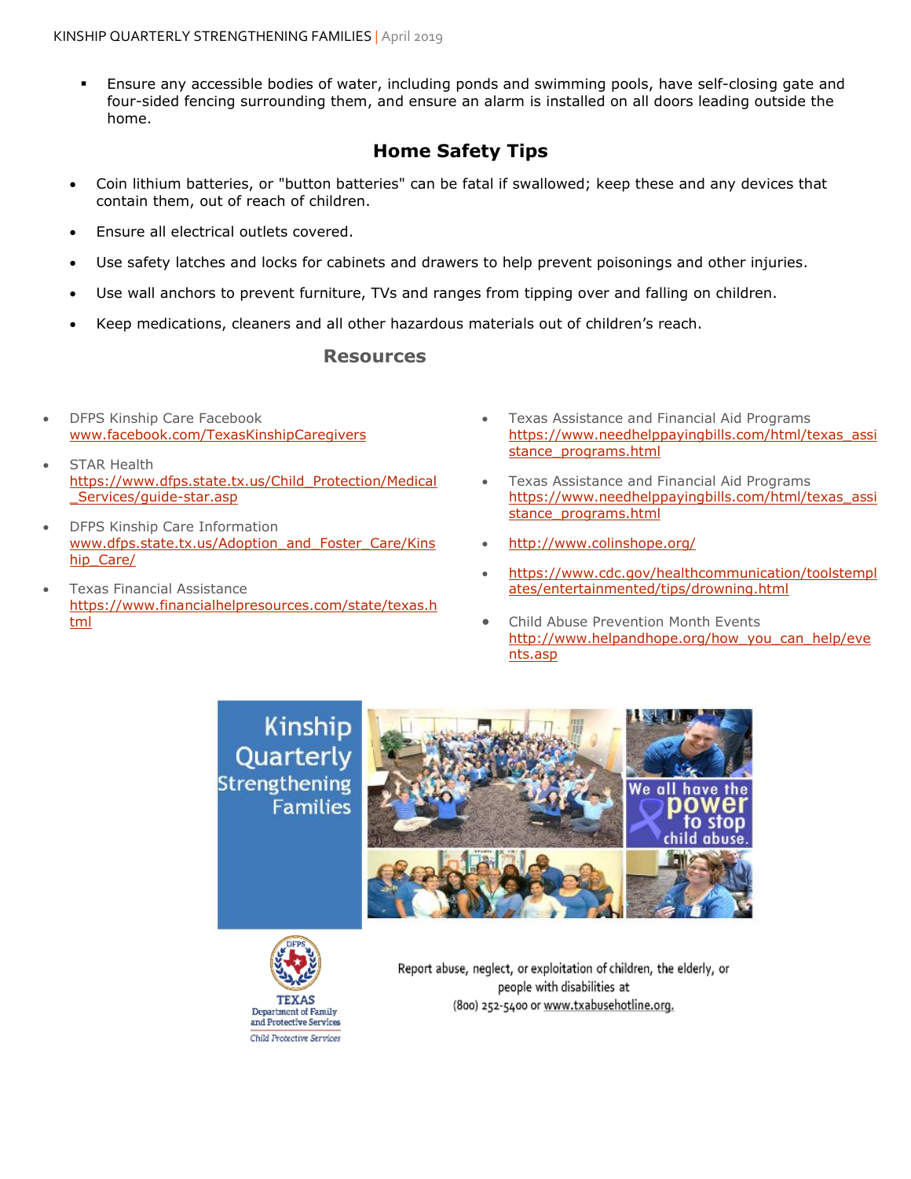- Ensure any accessible bodies of water, including ponds and swimming pools, have self-closing gate and four-sided fencing surrounding them, and ensure an alarm is installed on all doors leading outside the home.

## Home Safety Tips

- Coin lithium batteries, or "button batteries" can be fatal if swallowed; keep these and any devices that contain them, out of reach of children.
- Ensure all electrical outlets covered.
- Use safety latches and locks for cabinets and drawers to help prevent poisonings and other injuries.
- Use wall anchors to prevent furniture, TVs and ranges from tipping over and falling on children.
- Keep medications, cleaners and all other hazardous materials out of children's reach.

## Resources

- DFPS Kinship Care Facebook
  www.facebook.com/TexasKinshipCaregivers
- STAR Health
  https://www.dfps.state.tx.us/Child_Protection/Medical_Services/guide-star.asp
- DFPS Kinship Care Information
  www.dfps.state.tx.us/Adoption_and_Foster_Care/Kinship_Care/
- Texas Financial Assistance
  https://www.financialhelpresources.com/state/texas.html
- Texas Assistance and Financial Aid Programs
  https://www.needhelppayingbills.com/html/texas_assistance_programs.html
- Texas Assistance and Financial Aid Programs
  https://www.needhelppayingbills.com/html/texas_assistance_programs.html
- http://www.colinshope.org/
- https://www.cdc.gov/healthcommunication/toolstemplates/entertainmented/tips/drowning.html
- Child Abuse Prevention Month Events
  http://www.helpandhope.org/how_you_can_help/events.asp

Kinship Quarterly Strengthening Families

We all have the power to stop child abuse.

TEXAS Department of Family and Protective Services
Child Protective Services

Report abuse, neglect, or exploitation of children, the elderly, or people with disabilities at (800) 252-5400 or www.txabusehotline.org.